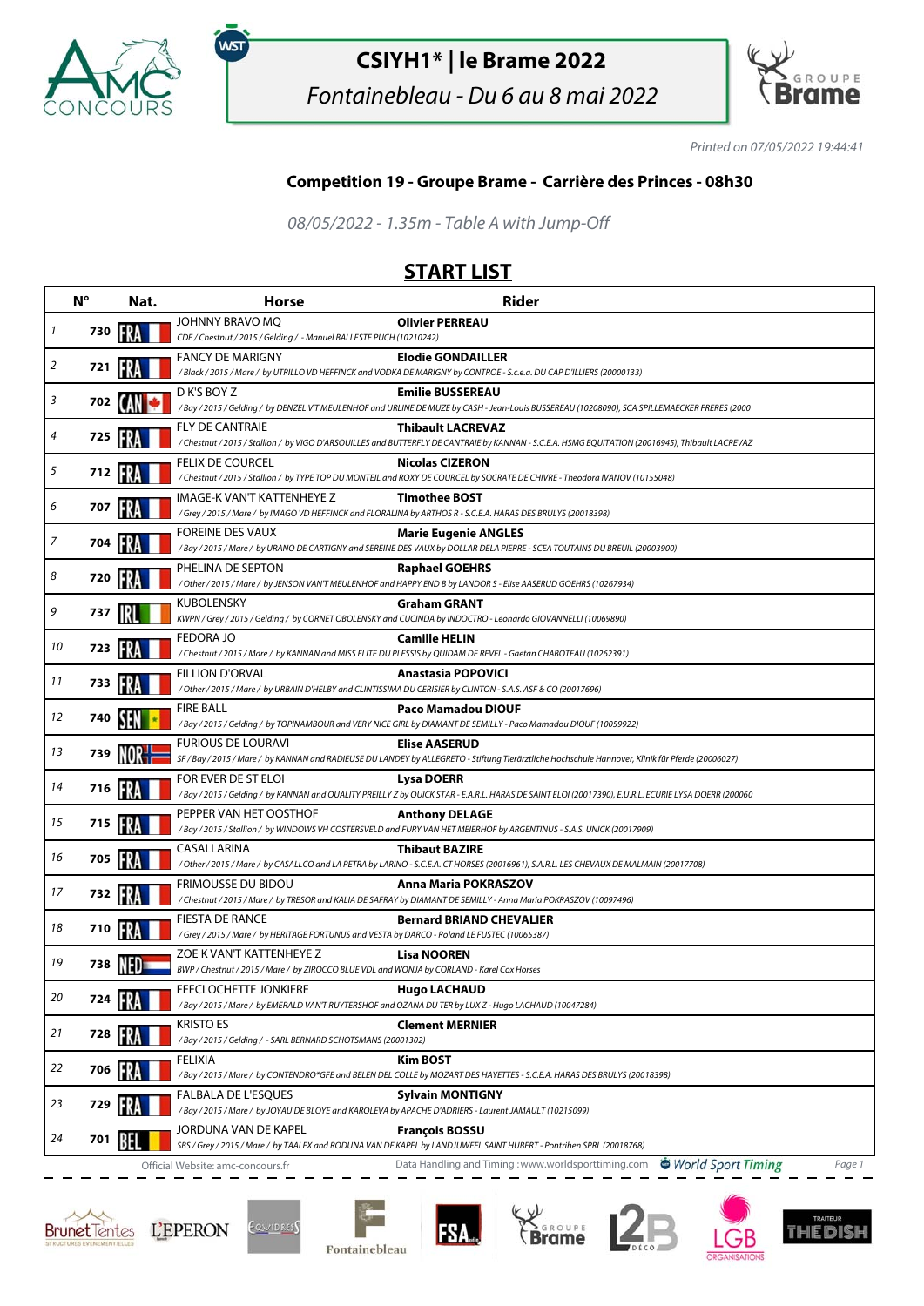# CSIYH1* | le Brame 2022

*Fontainebleau - Du 6 au 8 mai 2022*

*Printed on 07/05/2022 19:44:41*

## Competition 19 - Groupe Brame - Carrière des Princes - 08h30

*08/05/2022 - 1.35m - Table A with Jump-Off*

## START LIST

| | N° | Nat. | Horse | Rider |
|---|---|---|---|---|
| 1 | 730 | FRA | JOHNNY BRAVO MQ<br>CDE / Chestnut / 2015 / Gelding / - Manuel BALLESTE PUCH (10210242) | **Olivier PERREAU** |
| 2 | 721 | FRA | FANCY DE MARIGNY<br>/ Black / 2015 / Mare / by UTRILLO VD HEFFINCK and VODKA DE MARIGNY by CONTROE - S.c.e.a. DU CAP D'ILLIERS (20000133) | **Elodie GONDAILLER** |
| 3 | 702 | CAN | D K'S BOY Z<br>/ Bay / 2015 / Gelding / by DENZEL V'T MEULENHOF and URLINE DE MUZE by CASH - Jean-Louis BUSSEREAU (10208090), SCA SPILLEMAECKER FRERES (2000 | **Emilie BUSSEREAU** |
| 4 | 725 | FRA | FLY DE CANTRAIE<br>/ Chestnut / 2015 / Stallion / by VIGO D'ARSOUILLES and BUTTERFLY DE CANTRAIE by KANNAN - S.C.E.A. HSMG EQUITATION (20016945), Thibault LACREVAZ | **Thibault LACREVAZ** |
| 5 | 712 | FRA | FELIX DE COURCEL<br>/ Chestnut / 2015 / Stallion / by TYPE TOP DU MONTEIL and ROXY DE COURCEL by SOCRATE DE CHIVRE - Theodora IVANOV (10155048) | **Nicolas CIZERON** |
| 6 | 707 | FRA | IMAGE-K VAN'T KATTENHEYE Z<br>/ Grey / 2015 / Mare / by IMAGO VD HEFFINCK and FLORALINA by ARTHOS R - S.C.E.A. HARAS DES BRULYS (20018398) | **Timothee BOST** |
| 7 | 704 | FRA | FOREINE DES VAUX<br>/ Bay / 2015 / Mare / by URANO DE CARTIGNY and SEREINE DES VAUX by DOLLAR DELA PIERRE - SCEA TOUTAINS DU BREUIL (20003900) | **Marie Eugenie ANGLES** |
| 8 | 720 | FRA | PHELINA DE SEPTON<br>/ Other / 2015 / Mare / by JENSON VAN'T MEULENHOF and HAPPY END B by LANDOR S - Elise AASERUD GOEHRS (10267934) | **Raphael GOEHRS** |
| 9 | 737 | IRL | KUBOLENSKY<br>KWPN / Grey / 2015 / Gelding / by CORNET OBOLENSKY and CUCINDA by INDOCTRO - Leonardo GIOVANNELLI (10069890) | **Graham GRANT** |
| 10 | 723 | FRA | FEDORA JO<br>/ Chestnut / 2015 / Mare / by KANNAN and MISS ELITE DU PLESSIS by QUIDAM DE REVEL - Gaetan CHABOTEAU (10262391) | **Camille HELIN** |
| 11 | 733 | FRA | FILLION D'ORVAL<br>/ Other / 2015 / Mare / by URBAIN D'HELBY and CLINTISSIMA DU CERISIER by CLINTON - S.A.S. ASF & CO (20017696) | **Anastasia POPOVICI** |
| 12 | 740 | SEN | FIRE BALL<br>/ Bay / 2015 / Gelding / by TOPINAMBOUR and VERY NICE GIRL by DIAMANT DE SEMILLY - Paco Mamadou DIOUF (10059922) | **Paco Mamadou DIOUF** |
| 13 | 739 | NOR | FURIOUS DE LOURAVI<br>SF / Bay / 2015 / Mare / by KANNAN and RADIEUSE DU LANDEY by ALLEGRETO - Stiftung Tierärztliche Hochschule Hannover, Klinik für Pferde (20006027) | **Elise AASERUD** |
| 14 | 716 | FRA | FOR EVER DE ST ELOI<br>/ Bay / 2015 / Gelding / by KANNAN and QUALITY PREILLY Z by QUICK STAR - E.A.R.L. HARAS DE SAINT ELOI (20017390), E.U.R.L. ECURIE LYSA DOERR (200060 | **Lysa DOERR** |
| 15 | 715 | FRA | PEPPER VAN HET OOSTHOF<br>/ Bay / 2015 / Stallion / by WINDOWS VH COSTERSVELD and FURY VAN HET MEIERHOF by ARGENTINUS - S.A.S. UNICK (20017909) | **Anthony DELAGE** |
| 16 | 705 | FRA | CASALLARINA<br>/ Other / 2015 / Mare / by CASALLCO and LA PETRA by LARINO - S.C.E.A. CT HORSES (20016961), S.A.R.L. LES CHEVAUX DE MALMAIN (20017708) | **Thibaut BAZIRE** |
| 17 | 732 | FRA | FRIMOUSSE DU BIDOU<br>/ Chestnut / 2015 / Mare / by TRESOR and KALIA DE SAFRAY by DIAMANT DE SEMILLY - Anna Maria POKRASZOV (10097496) | **Anna Maria POKRASZOV** |
| 18 | 710 | FRA | FIESTA DE RANCE<br>/ Grey / 2015 / Mare / by HERITAGE FORTUNUS and VESTA by DARCO - Roland LE FUSTEC (10065387) | **Bernard BRIAND CHEVALIER** |
| 19 | 738 | NED | ZOE K VAN'T KATTENHEYE Z<br>BWP / Chestnut / 2015 / Mare / by ZIROCCO BLUE VDL and WONJA by CORLAND - Karel Cox Horses | **Lisa NOOREN** |
| 20 | 724 | FRA | FEECLOCHETTE JONKIERE<br>/ Bay / 2015 / Mare / by EMERALD VAN'T RUYTERSHOF and OZANA DU TER by LUX Z - Hugo LACHAUD (10047284) | **Hugo LACHAUD** |
| 21 | 728 | FRA | KRISTO ES<br>/ Bay / 2015 / Gelding / - SARL BERNARD SCHOTSMANS (20001302) | **Clement MERNIER** |
| 22 | 706 | FRA | FELIXIA<br>/ Bay / 2015 / Mare / by CONTENDRO*GFE and BELEN DEL COLLE by MOZART DES HAYETTES - S.C.E.A. HARAS DES BRULYS (20018398) | **Kim BOST** |
| 23 | 729 | FRA | FALBALA DE L'ESQUES<br>/ Bay / 2015 / Mare / by JOYAU DE BLOYE and KAROLEVA by APACHE D'ADRIERS - Laurent JAMAULT (10215099) | **Sylvain MONTIGNY** |
| 24 | 701 | BEL | JORDUNA VAN DE KAPEL<br>SBS / Grey / 2015 / Mare / by TAALEX and RODUNA VAN DE KAPEL by LANDJUWEEL SAINT HUBERT - Pontrihen SPRL (20018768) | **François BOSSU** |

Official Website: amc-concours.fr — Data Handling and Timing : www.worldsporttiming.com — World Sport Timing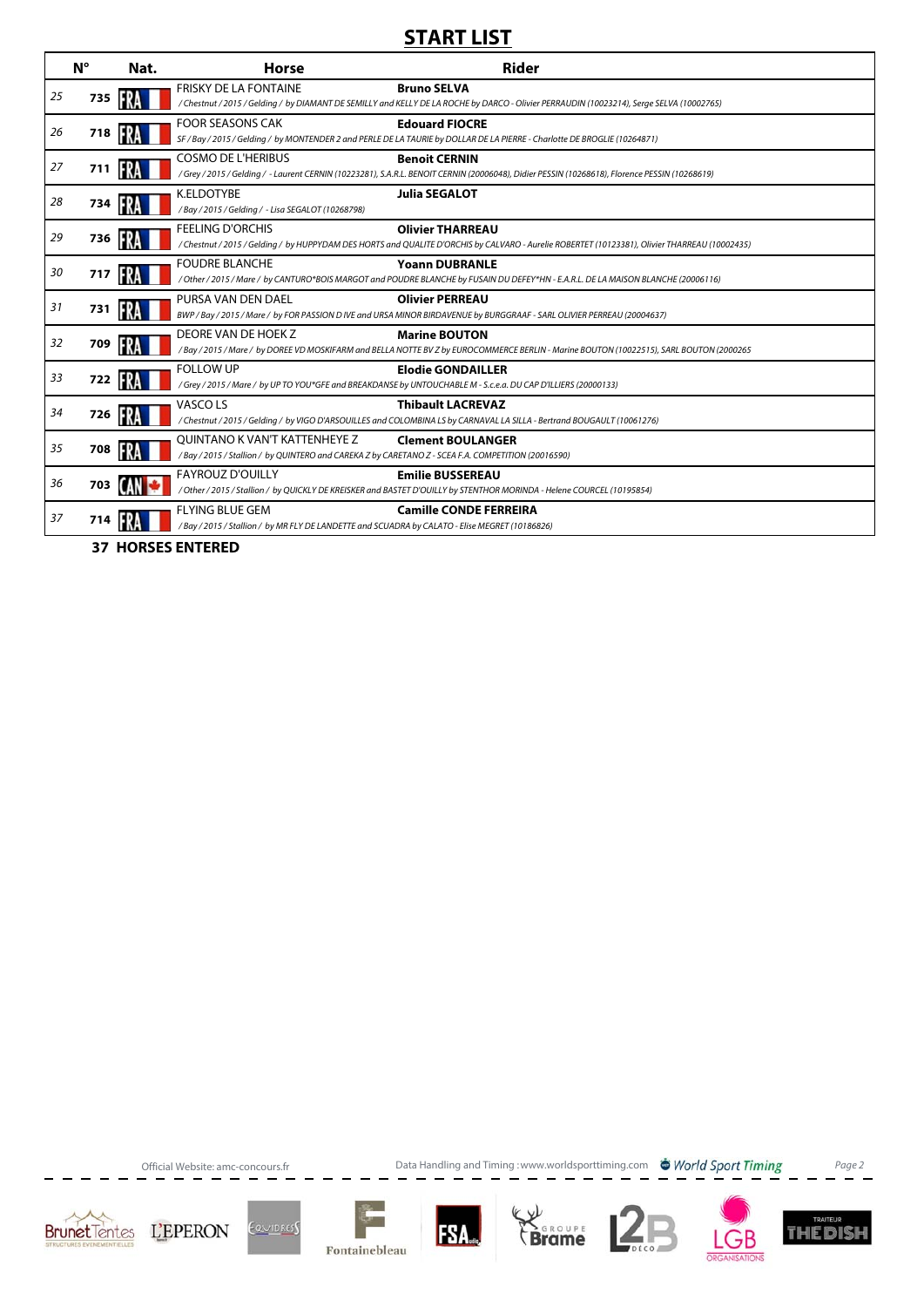## START LIST

| | N° | Nat. | Horse | Rider |
|---|---|---|---|---|
| 25 | 735 | FRA | FRISKY DE LA FONTAINE<br>*/ Chestnut / 2015 / Gelding / by DIAMANT DE SEMILLY and KELLY DE LA ROCHE by DARCO - Olivier PERRAUDIN (10023214), Serge SELVA (10002765)* | **Bruno SELVA** |
| 26 | 718 | FRA | FOOR SEASONS CAK<br>*SF / Bay / 2015 / Gelding / by MONTENDER 2 and PERLE DE LA TAURIE by DOLLAR DE LA PIERRE - Charlotte DE BROGLIE (10264871)* | **Edouard FIOCRE** |
| 27 | 711 | FRA | COSMO DE L'HERIBUS<br>*/ Grey / 2015 / Gelding / - Laurent CERNIN (10223281), S.A.R.L. BENOIT CERNIN (20006048), Didier PESSIN (10268618), Florence PESSIN (10268619)* | **Benoit CERNIN** |
| 28 | 734 | FRA | K.ELDOTYBE<br>*/ Bay / 2015 / Gelding / - Lisa SEGALOT (10268798)* | **Julia SEGALOT** |
| 29 | 736 | FRA | FEELING D'ORCHIS<br>*/ Chestnut / 2015 / Gelding / by HUPPYDAM DES HORTS and QUALITE D'ORCHIS by CALVARO - Aurelie ROBERTET (10123381), Olivier THARREAU (10002435)* | **Olivier THARREAU** |
| 30 | 717 | FRA | FOUDRE BLANCHE<br>*/ Other / 2015 / Mare / by CANTURO*BOIS MARGOT and POUDRE BLANCHE by FUSAIN DU DEFEY*HN - E.A.R.L. DE LA MAISON BLANCHE (20006116)* | **Yoann DUBRANLE** |
| 31 | 731 | FRA | PURSA VAN DEN DAEL<br>*BWP / Bay / 2015 / Mare / by FOR PASSION D IVE and URSA MINOR BIRDAVENUE by BURGGRAAF - SARL OLIVIER PERREAU (20004637)* | **Olivier PERREAU** |
| 32 | 709 | FRA | DEORE VAN DE HOEK Z<br>*/ Bay / 2015 / Mare / by DOREE VD MOSKIFARM and BELLA NOTTE BV Z by EUROCOMMERCE BERLIN - Marine BOUTON (10022515), SARL BOUTON (2000265* | **Marine BOUTON** |
| 33 | 722 | FRA | FOLLOW UP<br>*/ Grey / 2015 / Mare / by UP TO YOU*GFE and BREAKDANSE by UNTOUCHABLE M - S.c.e.a. DU CAP D'ILLIERS (20000133)* | **Elodie GONDAILLER** |
| 34 | 726 | FRA | VASCO LS<br>*/ Chestnut / 2015 / Gelding / by VIGO D'ARSOUILLES and COLOMBINA LS by CARNAVAL LA SILLA - Bertrand BOUGAULT (10061276)* | **Thibault LACREVAZ** |
| 35 | 708 | FRA | QUINTANO K VAN'T KATTENHEYE Z<br>*/ Bay / 2015 / Stallion / by QUINTERO and CAREKA Z by CARETANO Z - SCEA F.A. COMPETITION (20016590)* | **Clement BOULANGER** |
| 36 | 703 | CAN | FAYROUZ D'OUILLY<br>*/ Other / 2015 / Stallion / by QUICKLY DE KREISKER and BASTET D'OUILLY by STENTHOR MORINDA - Helene COURCEL (10195854)* | **Emilie BUSSEREAU** |
| 37 | 714 | FRA | FLYING BLUE GEM<br>*/ Bay / 2015 / Stallion / by MR FLY DE LANDETTE and SCUADRA by CALATO - Elise MEGRET (10186826)* | **Camille CONDE FERREIRA** |

**37 HORSES ENTERED**

Official Website: amc-concours.fr

Data Handling and Timing : www.worldsporttiming.com World Sport Timing

Brunet Tentes L'EPERON EQUIDRESS Fontainebleau FSA Groupe Brame 2B DECO LGB ORGANISATIONS TRAITEUR THE DISH